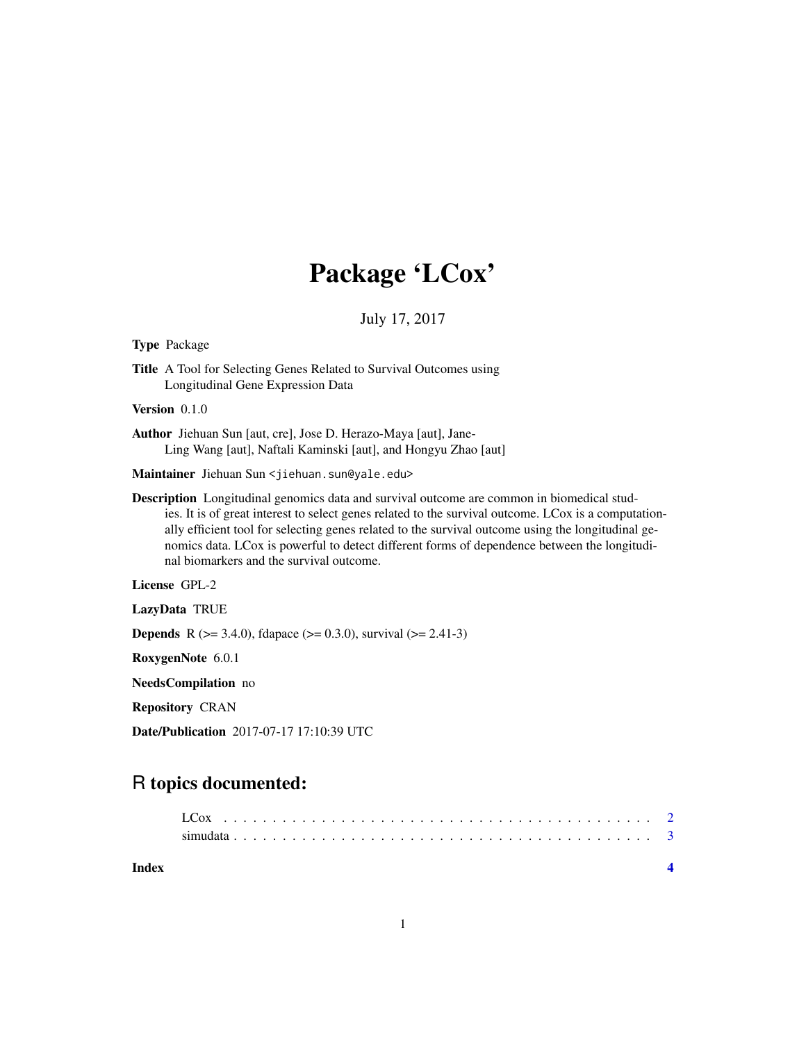# Package 'LCox'

July 17, 2017

**Type** Package

**Title** A Tool for Selecting Genes Related to Survival Outcomes using Longitudinal Gene Expression Data

**Version** 0.1.0

**Author** Jiehuan Sun [aut, cre], Jose D. Herazo-Maya [aut], Jane-Ling Wang [aut], Naftali Kaminski [aut], and Hongyu Zhao [aut]

**Maintainer** Jiehuan Sun <jiehuan.sun@yale.edu>

**Description** Longitudinal genomics data and survival outcome are common in biomedical studies. It is of great interest to select genes related to the survival outcome. LCox is a computationally efficient tool for selecting genes related to the survival outcome using the longitudinal genomics data. LCox is powerful to detect different forms of dependence between the longitudinal biomarkers and the survival outcome.

**License** GPL-2

**LazyData** TRUE

**Depends** R (>= 3.4.0), fdapace (>= 0.3.0), survival (>= 2.41-3)

**RoxygenNote** 6.0.1

**NeedsCompilation** no

**Repository** CRAN

**Date/Publication** 2017-07-17 17:10:39 UTC

## R topics documented:

LCox . . . . . . . . . . . . . . . . . . . . . . . . . . . . . . . . . . . . . . . . . . . 2
simudata . . . . . . . . . . . . . . . . . . . . . . . . . . . . . . . . . . . . . . . . . 3

**Index** **4**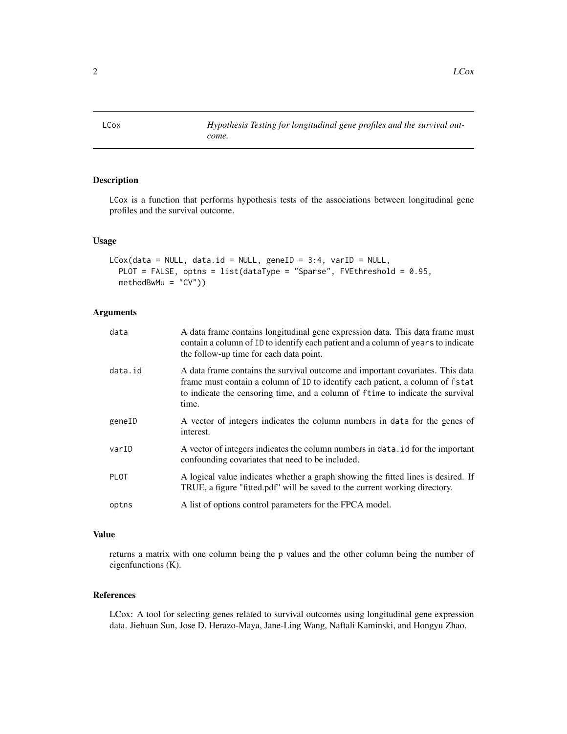## LCox — *Hypothesis Testing for longitudinal gene profiles and the survival outcome.*

### Description

LCox is a function that performs hypothesis tests of the associations between longitudinal gene profiles and the survival outcome.

### Usage

```
LCox(data = NULL, data.id = NULL, geneID = 3:4, varID = NULL,
  PLOT = FALSE, optns = list(dataType = "Sparse", FVEthreshold = 0.95,
  methodBwMu = "CV"))
```

### Arguments

| Argument | Description |
|---|---|
| data | A data frame contains longitudinal gene expression data. This data frame must contain a column of ID to identify each patient and a column of years to indicate the follow-up time for each data point. |
| data.id | A data frame contains the survival outcome and important covariates. This data frame must contain a column of ID to identify each patient, a column of fstat to indicate the censoring time, and a column of ftime to indicate the survival time. |
| geneID | A vector of integers indicates the column numbers in data for the genes of interest. |
| varID | A vector of integers indicates the column numbers in data.id for the important confounding covariates that need to be included. |
| PLOT | A logical value indicates whether a graph showing the fitted lines is desired. If TRUE, a figure "fitted.pdf" will be saved to the current working directory. |
| optns | A list of options control parameters for the FPCA model. |

### Value

returns a matrix with one column being the p values and the other column being the number of eigenfunctions (K).

### References

LCox: A tool for selecting genes related to survival outcomes using longitudinal gene expression data. Jiehuan Sun, Jose D. Herazo-Maya, Jane-Ling Wang, Naftali Kaminski, and Hongyu Zhao.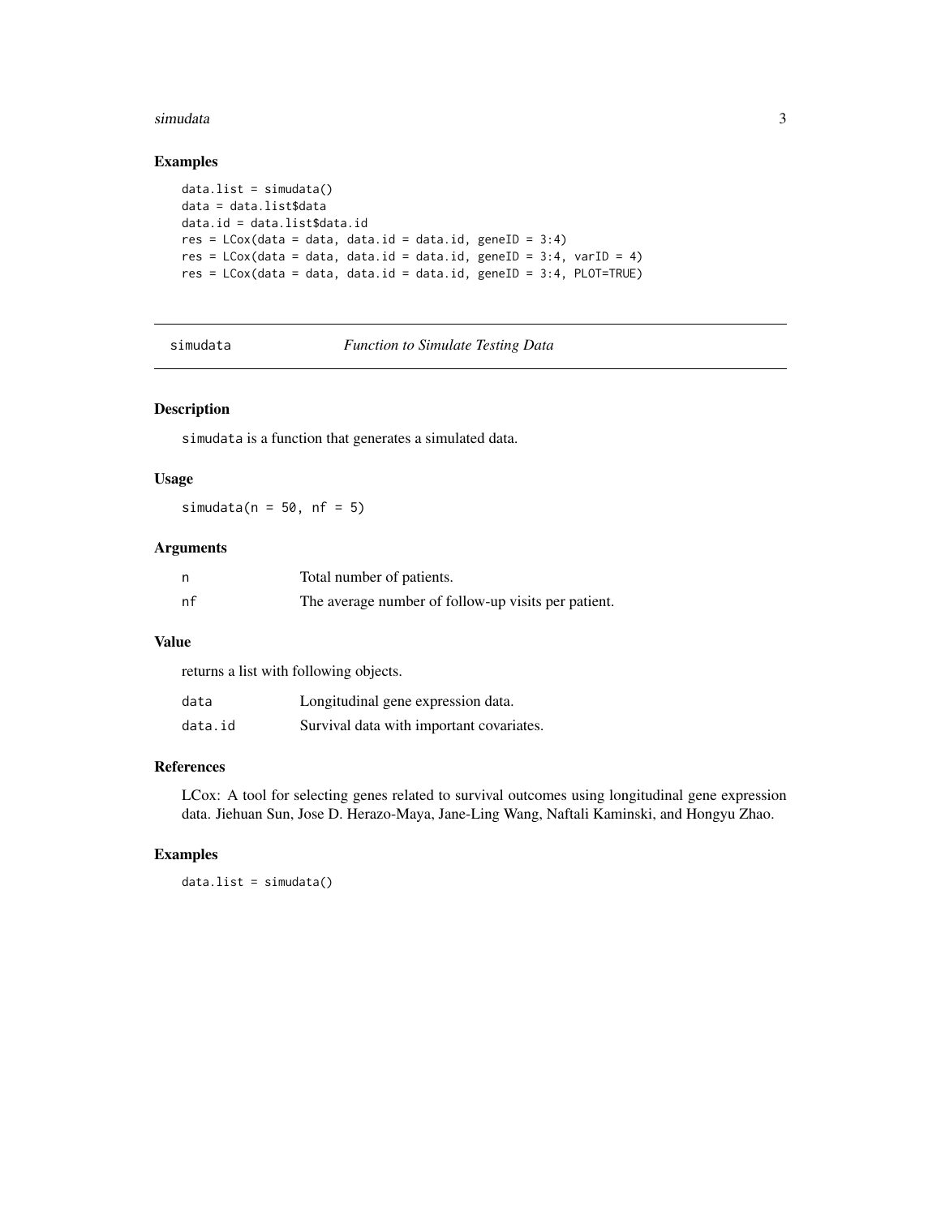## Examples

```
data.list = simudata()
data = data.list$data
data.id = data.list$data.id
res = LCox(data = data, data.id = data.id, geneID = 3:4)
res = LCox(data = data, data.id = data.id, geneID = 3:4, varID = 4)
res = LCox(data = data, data.id = data.id, geneID = 3:4, PLOT=TRUE)
```

---

# simudata *Function to Simulate Testing Data*

---

## Description

simudata is a function that generates a simulated data.

## Usage

```
simudata(n = 50, nf = 5)
```

## Arguments

| | |
|---|---|
| n | Total number of patients. |
| nf | The average number of follow-up visits per patient. |

## Value

returns a list with following objects.

| | |
|---|---|
| data | Longitudinal gene expression data. |
| data.id | Survival data with important covariates. |

## References

LCox: A tool for selecting genes related to survival outcomes using longitudinal gene expression data. Jiehuan Sun, Jose D. Herazo-Maya, Jane-Ling Wang, Naftali Kaminski, and Hongyu Zhao.

## Examples

```
data.list = simudata()
```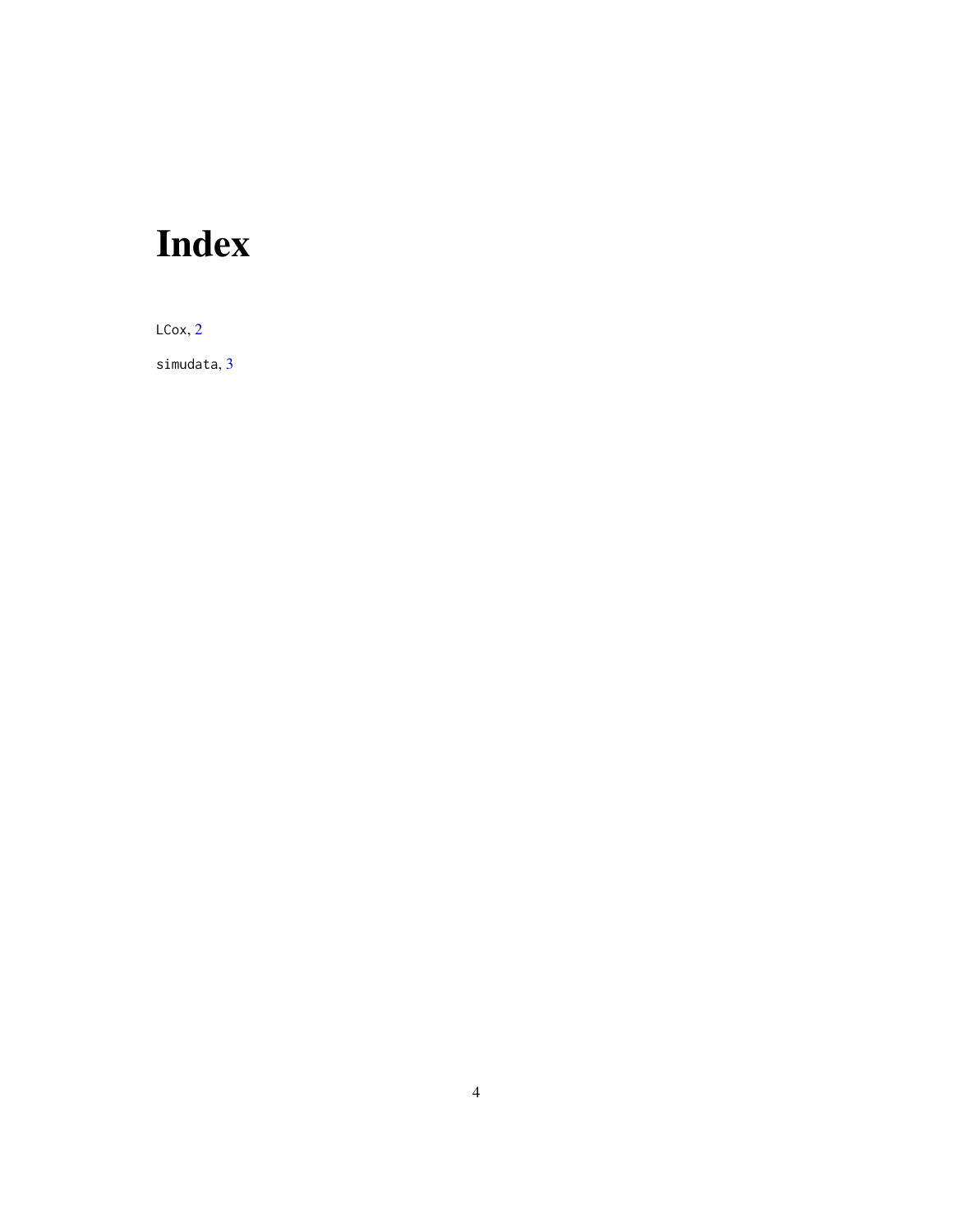# Index

LCox, 2

simudata, 3